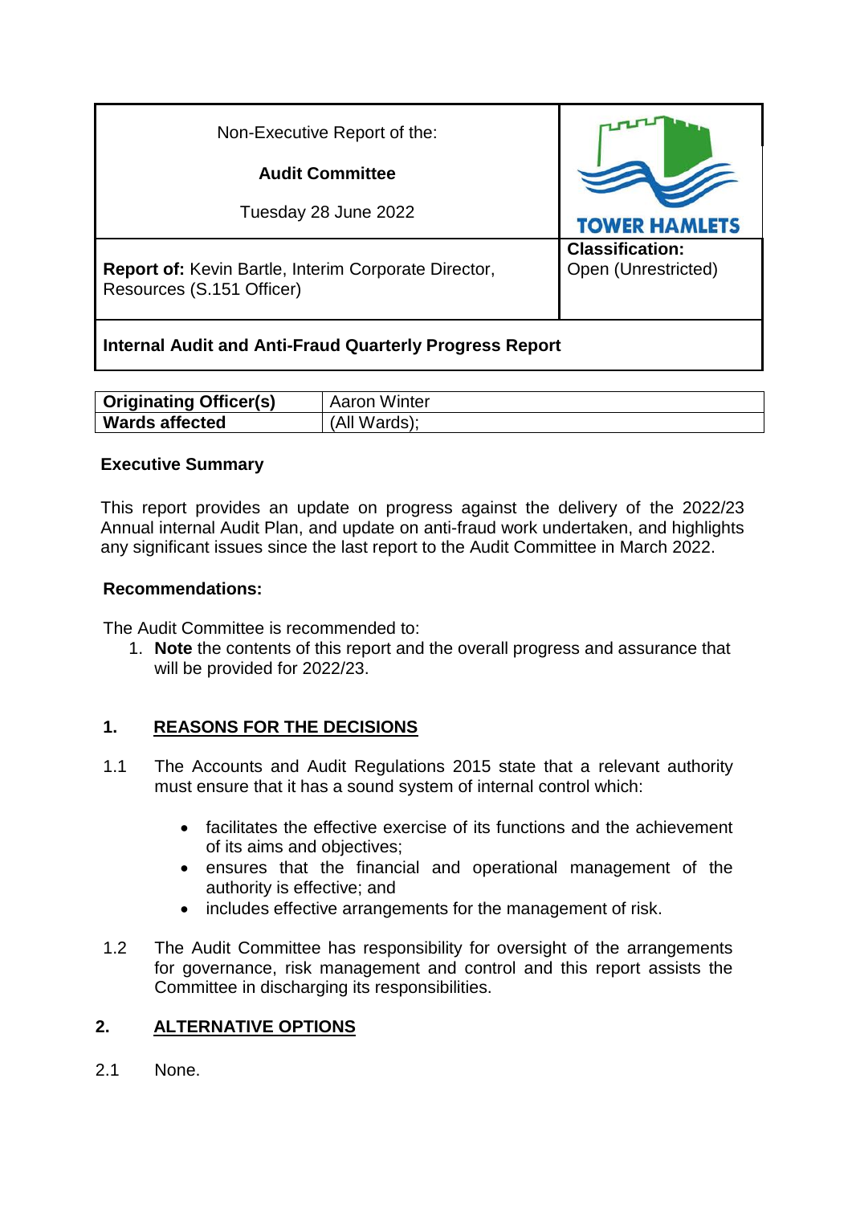| Non-Executive Report of the:<br><br>**Audit Committee**<br><br>Tuesday 28 June 2022 | TOWER HAMLETS |
| --- | --- |
| **Report of:** Kevin Bartle, Interim Corporate Director, Resources (S.151 Officer) | **Classification:**<br>Open (Unrestricted) |
| **Internal Audit and Anti-Fraud Quarterly Progress Report** | |

| **Originating Officer(s)** | Aaron Winter |
| --- | --- |
| **Wards affected** | (All Wards); |

**Executive Summary**

This report provides an update on progress against the delivery of the 2022/23 Annual internal Audit Plan, and update on anti-fraud work undertaken, and highlights any significant issues since the last report to the Audit Committee in March 2022.

**Recommendations:**

The Audit Committee is recommended to:

1. **Note** the contents of this report and the overall progress and assurance that will be provided for 2022/23.

## 1. REASONS FOR THE DECISIONS

1.1 The Accounts and Audit Regulations 2015 state that a relevant authority must ensure that it has a sound system of internal control which:

- facilitates the effective exercise of its functions and the achievement of its aims and objectives;
- ensures that the financial and operational management of the authority is effective; and
- includes effective arrangements for the management of risk.

1.2 The Audit Committee has responsibility for oversight of the arrangements for governance, risk management and control and this report assists the Committee in discharging its responsibilities.

## 2. ALTERNATIVE OPTIONS

2.1 None.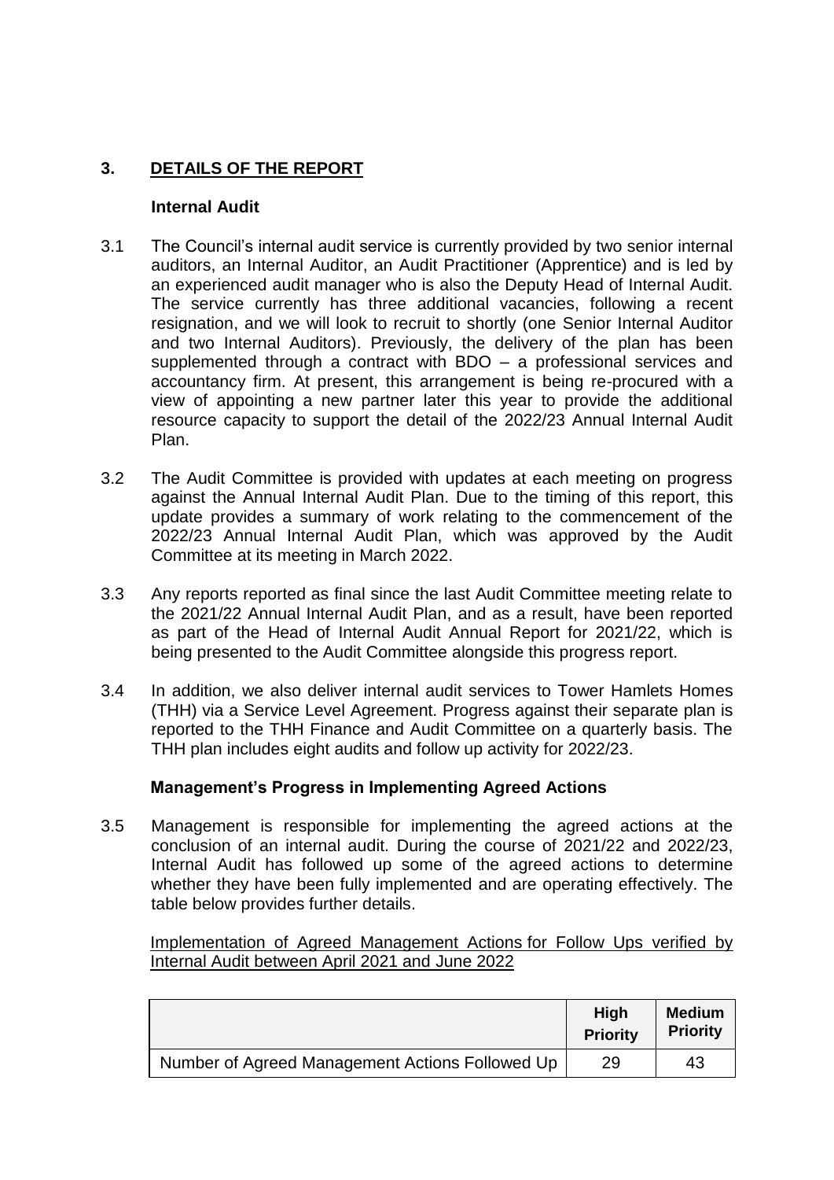## 3. DETAILS OF THE REPORT

### Internal Audit

3.1 The Council's internal audit service is currently provided by two senior internal auditors, an Internal Auditor, an Audit Practitioner (Apprentice) and is led by an experienced audit manager who is also the Deputy Head of Internal Audit. The service currently has three additional vacancies, following a recent resignation, and we will look to recruit to shortly (one Senior Internal Auditor and two Internal Auditors). Previously, the delivery of the plan has been supplemented through a contract with BDO – a professional services and accountancy firm. At present, this arrangement is being re-procured with a view of appointing a new partner later this year to provide the additional resource capacity to support the detail of the 2022/23 Annual Internal Audit Plan.

3.2 The Audit Committee is provided with updates at each meeting on progress against the Annual Internal Audit Plan. Due to the timing of this report, this update provides a summary of work relating to the commencement of the 2022/23 Annual Internal Audit Plan, which was approved by the Audit Committee at its meeting in March 2022.

3.3 Any reports reported as final since the last Audit Committee meeting relate to the 2021/22 Annual Internal Audit Plan, and as a result, have been reported as part of the Head of Internal Audit Annual Report for 2021/22, which is being presented to the Audit Committee alongside this progress report.

3.4 In addition, we also deliver internal audit services to Tower Hamlets Homes (THH) via a Service Level Agreement. Progress against their separate plan is reported to the THH Finance and Audit Committee on a quarterly basis. The THH plan includes eight audits and follow up activity for 2022/23.

### Management's Progress in Implementing Agreed Actions

3.5 Management is responsible for implementing the agreed actions at the conclusion of an internal audit. During the course of 2021/22 and 2022/23, Internal Audit has followed up some of the agreed actions to determine whether they have been fully implemented and are operating effectively. The table below provides further details.

Implementation of Agreed Management Actions for Follow Ups verified by Internal Audit between April 2021 and June 2022

| | High Priority | Medium Priority |
|---|---|---|
| Number of Agreed Management Actions Followed Up | 29 | 43 |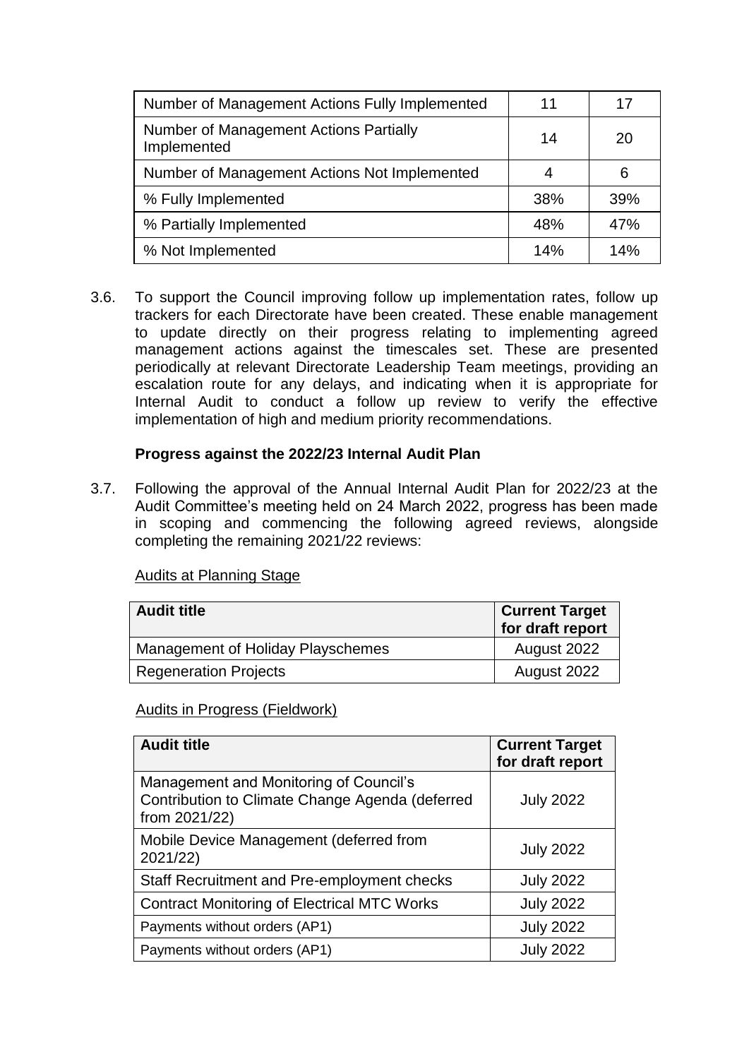| | | |
|---|---|---|
| Number of Management Actions Fully Implemented | 11 | 17 |
| Number of Management Actions Partially Implemented | 14 | 20 |
| Number of Management Actions Not Implemented | 4 | 6 |
| % Fully Implemented | 38% | 39% |
| % Partially Implemented | 48% | 47% |
| % Not Implemented | 14% | 14% |

3.6. To support the Council improving follow up implementation rates, follow up trackers for each Directorate have been created. These enable management to update directly on their progress relating to implementing agreed management actions against the timescales set. These are presented periodically at relevant Directorate Leadership Team meetings, providing an escalation route for any delays, and indicating when it is appropriate for Internal Audit to conduct a follow up review to verify the effective implementation of high and medium priority recommendations.

**Progress against the 2022/23 Internal Audit Plan**

3.7. Following the approval of the Annual Internal Audit Plan for 2022/23 at the Audit Committee's meeting held on 24 March 2022, progress has been made in scoping and commencing the following agreed reviews, alongside completing the remaining 2021/22 reviews:

Audits at Planning Stage

| Audit title | Current Target for draft report |
|---|---|
| Management of Holiday Playschemes | August 2022 |
| Regeneration Projects | August 2022 |

Audits in Progress (Fieldwork)

| Audit title | Current Target for draft report |
|---|---|
| Management and Monitoring of Council's Contribution to Climate Change Agenda (deferred from 2021/22) | July 2022 |
| Mobile Device Management (deferred from 2021/22) | July 2022 |
| Staff Recruitment and Pre-employment checks | July 2022 |
| Contract Monitoring of Electrical MTC Works | July 2022 |
| Payments without orders (AP1) | July 2022 |
| Payments without orders (AP1) | July 2022 |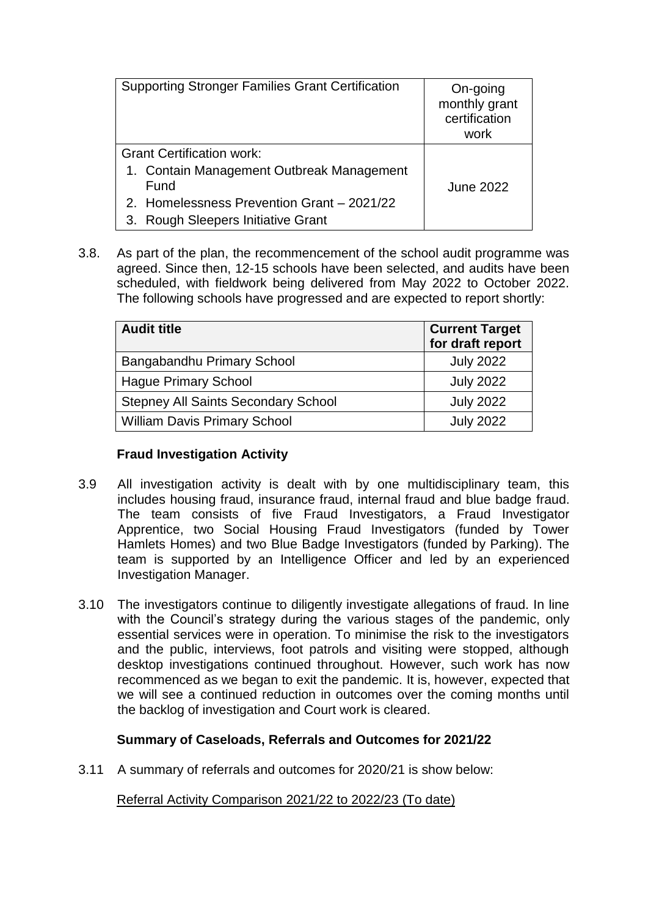| | |
|---|---|
| Supporting Stronger Families Grant Certification | On-going monthly grant certification work |
| Grant Certification work:<br>1. Contain Management Outbreak Management Fund<br>2. Homelessness Prevention Grant – 2021/22<br>3. Rough Sleepers Initiative Grant | June 2022 |

3.8. As part of the plan, the recommencement of the school audit programme was agreed. Since then, 12-15 schools have been selected, and audits have been scheduled, with fieldwork being delivered from May 2022 to October 2022. The following schools have progressed and are expected to report shortly:

| Audit title | Current Target for draft report |
|---|---|
| Bangabandhu Primary School | July 2022 |
| Hague Primary School | July 2022 |
| Stepney All Saints Secondary School | July 2022 |
| William Davis Primary School | July 2022 |

**Fraud Investigation Activity**

3.9 All investigation activity is dealt with by one multidisciplinary team, this includes housing fraud, insurance fraud, internal fraud and blue badge fraud. The team consists of five Fraud Investigators, a Fraud Investigator Apprentice, two Social Housing Fraud Investigators (funded by Tower Hamlets Homes) and two Blue Badge Investigators (funded by Parking). The team is supported by an Intelligence Officer and led by an experienced Investigation Manager.

3.10 The investigators continue to diligently investigate allegations of fraud. In line with the Council's strategy during the various stages of the pandemic, only essential services were in operation. To minimise the risk to the investigators and the public, interviews, foot patrols and visiting were stopped, although desktop investigations continued throughout. However, such work has now recommenced as we began to exit the pandemic. It is, however, expected that we will see a continued reduction in outcomes over the coming months until the backlog of investigation and Court work is cleared.

**Summary of Caseloads, Referrals and Outcomes for 2021/22**

3.11 A summary of referrals and outcomes for 2020/21 is show below:

Referral Activity Comparison 2021/22 to 2022/23 (To date)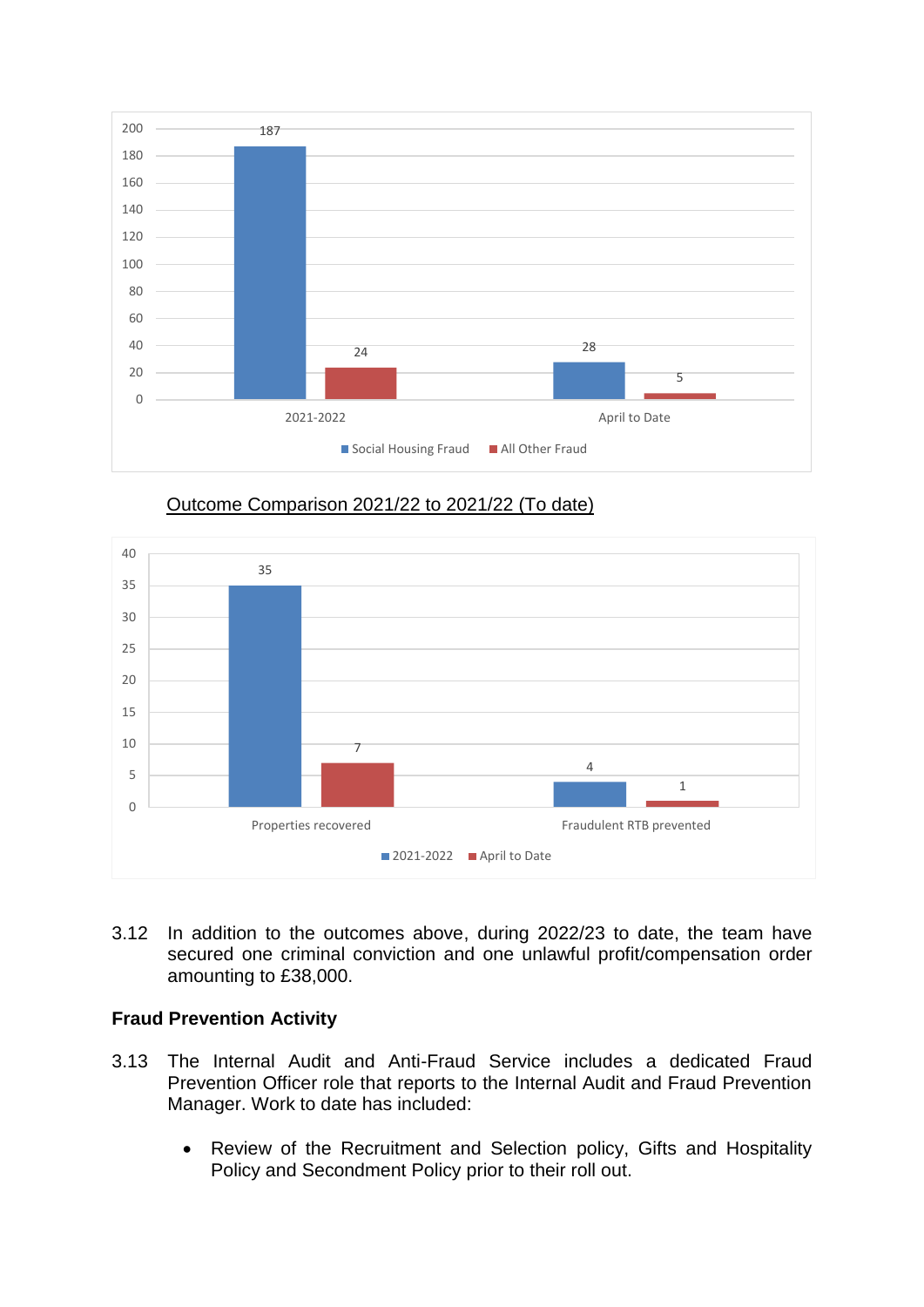| | Social Housing Fraud | All Other Fraud |
|---|---|---|
| 2021-2022 | 187 | 24 |
| April to Date | 28 | 5 |

Outcome Comparison 2021/22 to 2021/22 (To date)

| | 2021-2022 | April to Date |
|---|---|---|
| Properties recovered | 35 | 7 |
| Fraudulent RTB prevented | 4 | 1 |

3.12 In addition to the outcomes above, during 2022/23 to date, the team have secured one criminal conviction and one unlawful profit/compensation order amounting to £38,000.

**Fraud Prevention Activity**

3.13 The Internal Audit and Anti-Fraud Service includes a dedicated Fraud Prevention Officer role that reports to the Internal Audit and Fraud Prevention Manager. Work to date has included:

- Review of the Recruitment and Selection policy, Gifts and Hospitality Policy and Secondment Policy prior to their roll out.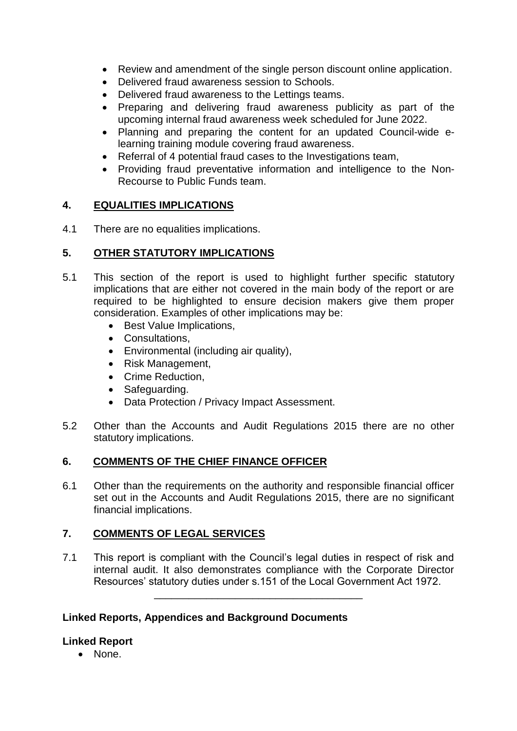- Review and amendment of the single person discount online application.
- Delivered fraud awareness session to Schools.
- Delivered fraud awareness to the Lettings teams.
- Preparing and delivering fraud awareness publicity as part of the upcoming internal fraud awareness week scheduled for June 2022.
- Planning and preparing the content for an updated Council-wide e-learning training module covering fraud awareness.
- Referral of 4 potential fraud cases to the Investigations team,
- Providing fraud preventative information and intelligence to the Non-Recourse to Public Funds team.

## 4. EQUALITIES IMPLICATIONS

4.1 There are no equalities implications.

## 5. OTHER STATUTORY IMPLICATIONS

5.1 This section of the report is used to highlight further specific statutory implications that are either not covered in the main body of the report or are required to be highlighted to ensure decision makers give them proper consideration. Examples of other implications may be:
- Best Value Implications,
- Consultations,
- Environmental (including air quality),
- Risk Management,
- Crime Reduction,
- Safeguarding.
- Data Protection / Privacy Impact Assessment.

5.2 Other than the Accounts and Audit Regulations 2015 there are no other statutory implications.

## 6. COMMENTS OF THE CHIEF FINANCE OFFICER

6.1 Other than the requirements on the authority and responsible financial officer set out in the Accounts and Audit Regulations 2015, there are no significant financial implications.

## 7. COMMENTS OF LEGAL SERVICES

7.1 This report is compliant with the Council's legal duties in respect of risk and internal audit. It also demonstrates compliance with the Corporate Director Resources' statutory duties under s.151 of the Local Government Act 1972.

---

**Linked Reports, Appendices and Background Documents**

**Linked Report**
- None.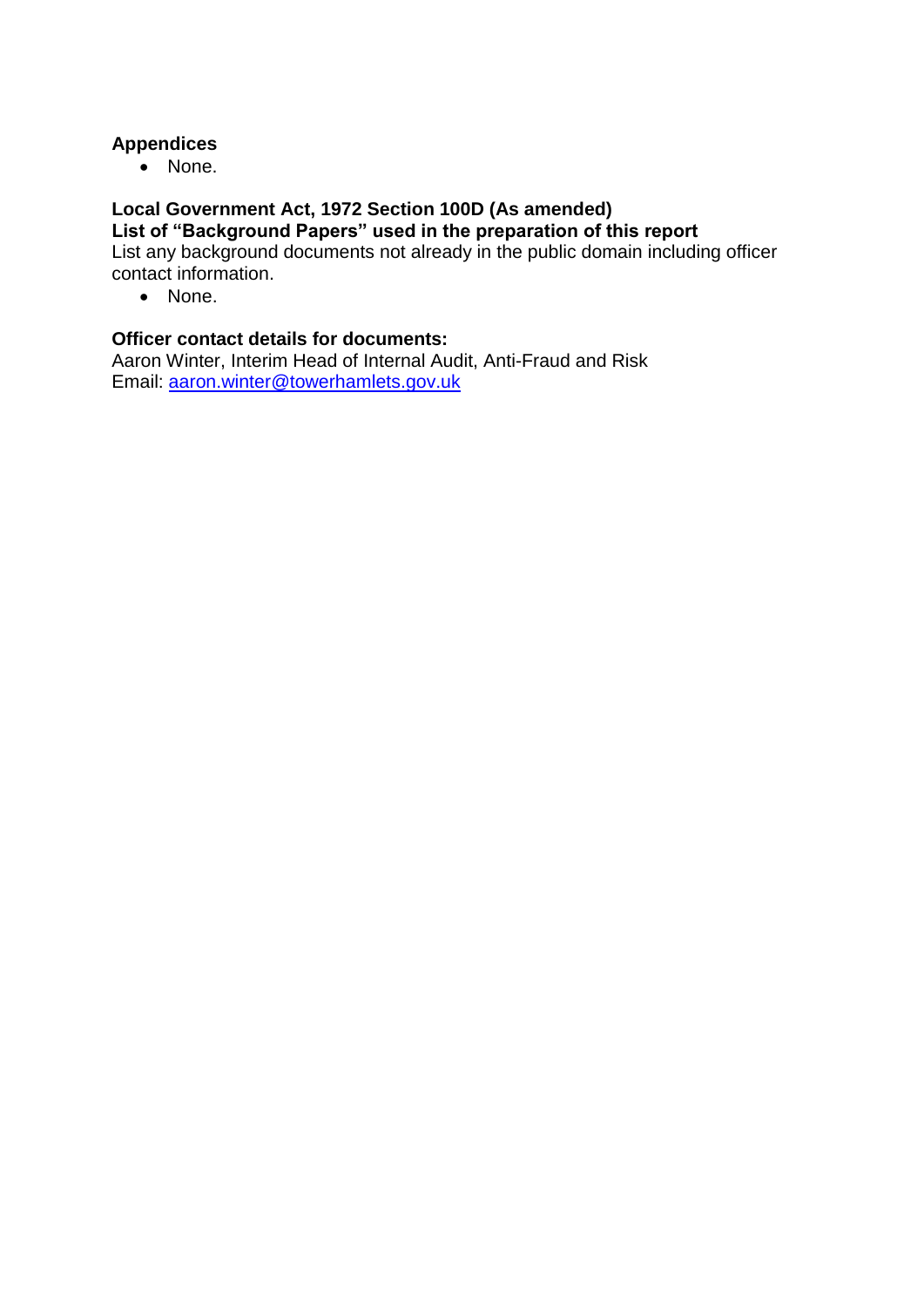**Appendices**

- None.

**Local Government Act, 1972 Section 100D (As amended)**
**List of "Background Papers" used in the preparation of this report**
List any background documents not already in the public domain including officer contact information.

- None.

**Officer contact details for documents:**
Aaron Winter, Interim Head of Internal Audit, Anti-Fraud and Risk
Email: aaron.winter@towerhamlets.gov.uk